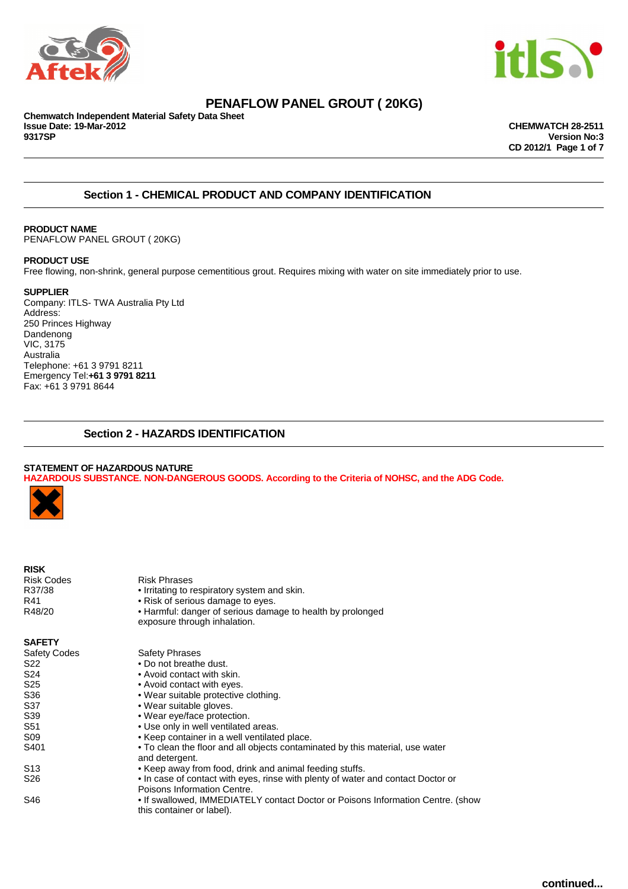# PENAFLOW PANEL GROUT ( 20KG)

**Chemwatch Independent Material Safety Data Sheet**
**Issue Date: 19-Mar-2012**
**9317SP**

**CHEMWATCH 28-2511**
**Version No:3**
**CD 2012/1**

## Section 1 - CHEMICAL PRODUCT AND COMPANY IDENTIFICATION

**PRODUCT NAME**
PENAFLOW PANEL GROUT ( 20KG)

**PRODUCT USE**
Free flowing, non-shrink, general purpose cementitious grout. Requires mixing with water on site immediately prior to use.

**SUPPLIER**
Company: ITLS- TWA Australia Pty Ltd
Address:
250 Princes Highway
Dandenong
VIC, 3175
Australia
Telephone: +61 3 9791 8211
Emergency Tel:**+61 3 9791 8211**
Fax: +61 3 9791 8644

## Section 2 - HAZARDS IDENTIFICATION

**STATEMENT OF HAZARDOUS NATURE**
**HAZARDOUS SUBSTANCE. NON-DANGEROUS GOODS. According to the Criteria of NOHSC, and the ADG Code.**

**RISK**

| Risk Codes | Risk Phrases |
|---|---|
| R37/38 | • Irritating to respiratory system and skin. |
| R41 | • Risk of serious damage to eyes. |
| R48/20 | • Harmful: danger of serious damage to health by prolonged exposure through inhalation. |

**SAFETY**

| Safety Codes | Safety Phrases |
|---|---|
| S22 | • Do not breathe dust. |
| S24 | • Avoid contact with skin. |
| S25 | • Avoid contact with eyes. |
| S36 | • Wear suitable protective clothing. |
| S37 | • Wear suitable gloves. |
| S39 | • Wear eye/face protection. |
| S51 | • Use only in well ventilated areas. |
| S09 | • Keep container in a well ventilated place. |
| S401 | • To clean the floor and all objects contaminated by this material, use water and detergent. |
| S13 | • Keep away from food, drink and animal feeding stuffs. |
| S26 | • In case of contact with eyes, rinse with plenty of water and contact Doctor or Poisons Information Centre. |
| S46 | • If swallowed, IMMEDIATELY contact Doctor or Poisons Information Centre. (show this container or label). |

continued...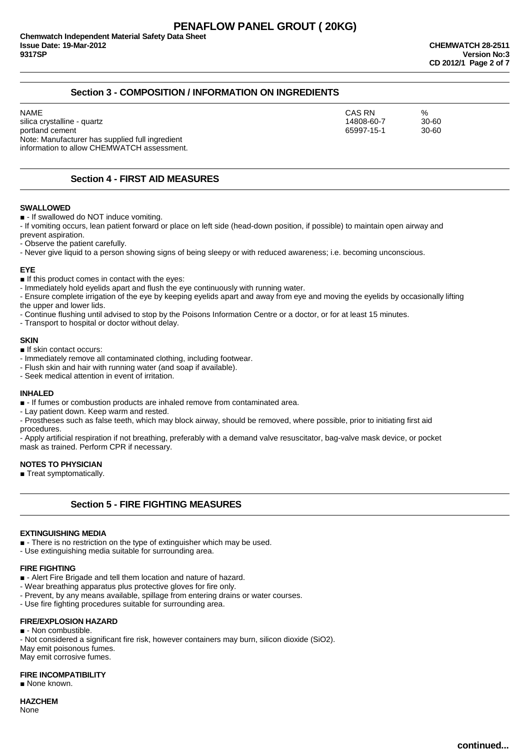## Section 3 - COMPOSITION / INFORMATION ON INGREDIENTS

| NAME | CAS RN | % |
|---|---|---|
| silica crystalline - quartz | 14808-60-7 | 30-60 |
| portland cement | 65997-15-1 | 30-60 |

Note: Manufacturer has supplied full ingredient information to allow CHEMWATCH assessment.

## Section 4 - FIRST AID MEASURES

### SWALLOWED

- If swallowed do NOT induce vomiting.
- If vomiting occurs, lean patient forward or place on left side (head-down position, if possible) to maintain open airway and prevent aspiration.
- Observe the patient carefully.
- Never give liquid to a person showing signs of being sleepy or with reduced awareness; i.e. becoming unconscious.

### EYE

■ If this product comes in contact with the eyes:

- Immediately hold eyelids apart and flush the eye continuously with running water.
- Ensure complete irrigation of the eye by keeping eyelids apart and away from eye and moving the eyelids by occasionally lifting the upper and lower lids.
- Continue flushing until advised to stop by the Poisons Information Centre or a doctor, or for at least 15 minutes.
- Transport to hospital or doctor without delay.

### SKIN

■ If skin contact occurs:

- Immediately remove all contaminated clothing, including footwear.
- Flush skin and hair with running water (and soap if available).
- Seek medical attention in event of irritation.

### INHALED

- If fumes or combustion products are inhaled remove from contaminated area.
- Lay patient down. Keep warm and rested.
- Prostheses such as false teeth, which may block airway, should be removed, where possible, prior to initiating first aid procedures.
- Apply artificial respiration if not breathing, preferably with a demand valve resuscitator, bag-valve mask device, or pocket mask as trained. Perform CPR if necessary.

### NOTES TO PHYSICIAN

■ Treat symptomatically.

## Section 5 - FIRE FIGHTING MEASURES

### EXTINGUISHING MEDIA

- There is no restriction on the type of extinguisher which may be used.
- Use extinguishing media suitable for surrounding area.

### FIRE FIGHTING

- Alert Fire Brigade and tell them location and nature of hazard.
- Wear breathing apparatus plus protective gloves for fire only.
- Prevent, by any means available, spillage from entering drains or water courses.
- Use fire fighting procedures suitable for surrounding area.

### FIRE/EXPLOSION HAZARD

- Non combustible.
- Not considered a significant fire risk, however containers may burn, silicon dioxide ($SiO_2$).

May emit poisonous fumes.
May emit corrosive fumes.

### FIRE INCOMPATIBILITY

■ None known.

### HAZCHEM

None

continued...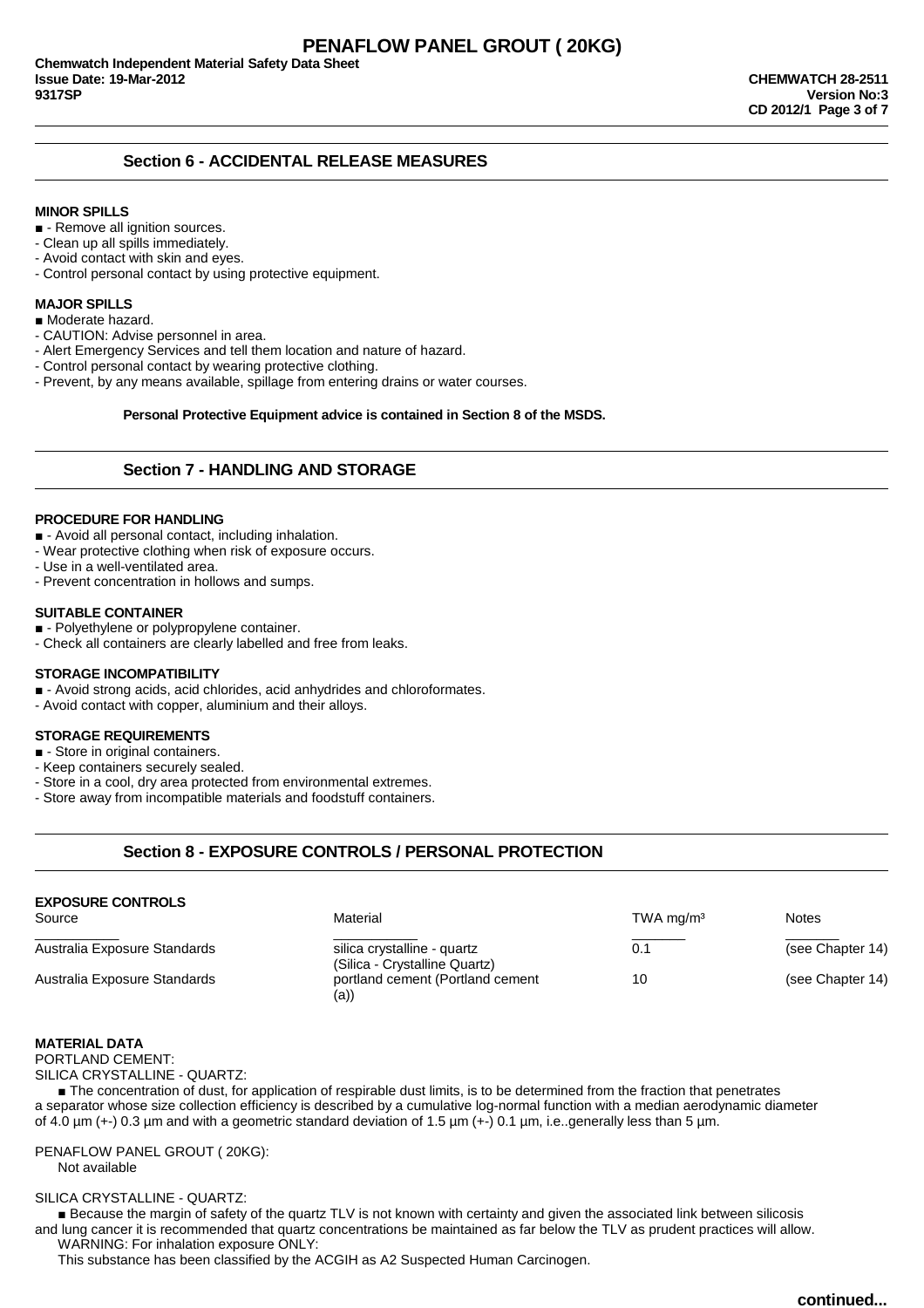## Section 6 - ACCIDENTAL RELEASE MEASURES

**MINOR SPILLS**

■ - Remove all ignition sources.
- Clean up all spills immediately.
- Avoid contact with skin and eyes.
- Control personal contact by using protective equipment.

**MAJOR SPILLS**

■ Moderate hazard.
- CAUTION: Advise personnel in area.
- Alert Emergency Services and tell them location and nature of hazard.
- Control personal contact by wearing protective clothing.
- Prevent, by any means available, spillage from entering drains or water courses.

**Personal Protective Equipment advice is contained in Section 8 of the MSDS.**

## Section 7 - HANDLING AND STORAGE

**PROCEDURE FOR HANDLING**

■ - Avoid all personal contact, including inhalation.
- Wear protective clothing when risk of exposure occurs.
- Use in a well-ventilated area.
- Prevent concentration in hollows and sumps.

**SUITABLE CONTAINER**

■ - Polyethylene or polypropylene container.
- Check all containers are clearly labelled and free from leaks.

**STORAGE INCOMPATIBILITY**

■ - Avoid strong acids, acid chlorides, acid anhydrides and chloroformates.
- Avoid contact with copper, aluminium and their alloys.

**STORAGE REQUIREMENTS**

■ - Store in original containers.
- Keep containers securely sealed.
- Store in a cool, dry area protected from environmental extremes.
- Store away from incompatible materials and foodstuff containers.

## Section 8 - EXPOSURE CONTROLS / PERSONAL PROTECTION

**EXPOSURE CONTROLS**

| Source | Material | TWA mg/m³ | Notes |
|---|---|---|---|
| Australia Exposure Standards | silica crystalline - quartz (Silica - Crystalline Quartz) | 0.1 | (see Chapter 14) |
| Australia Exposure Standards | portland cement (Portland cement (a)) | 10 | (see Chapter 14) |

**MATERIAL DATA**

PORTLAND CEMENT:
SILICA CRYSTALLINE - QUARTZ:

■ The concentration of dust, for application of respirable dust limits, is to be determined from the fraction that penetrates a separator whose size collection efficiency is described by a cumulative log-normal function with a median aerodynamic diameter of 4.0 µm (+-) 0.3 µm and with a geometric standard deviation of 1.5 µm (+-) 0.1 µm, i.e..generally less than 5 µm.

PENAFLOW PANEL GROUT ( 20KG):
Not available

SILICA CRYSTALLINE - QUARTZ:

■ Because the margin of safety of the quartz TLV is not known with certainty and given the associated link between silicosis and lung cancer it is recommended that quartz concentrations be maintained as far below the TLV as prudent practices will allow.
WARNING: For inhalation exposure ONLY:
This substance has been classified by the ACGIH as A2 Suspected Human Carcinogen.

continued...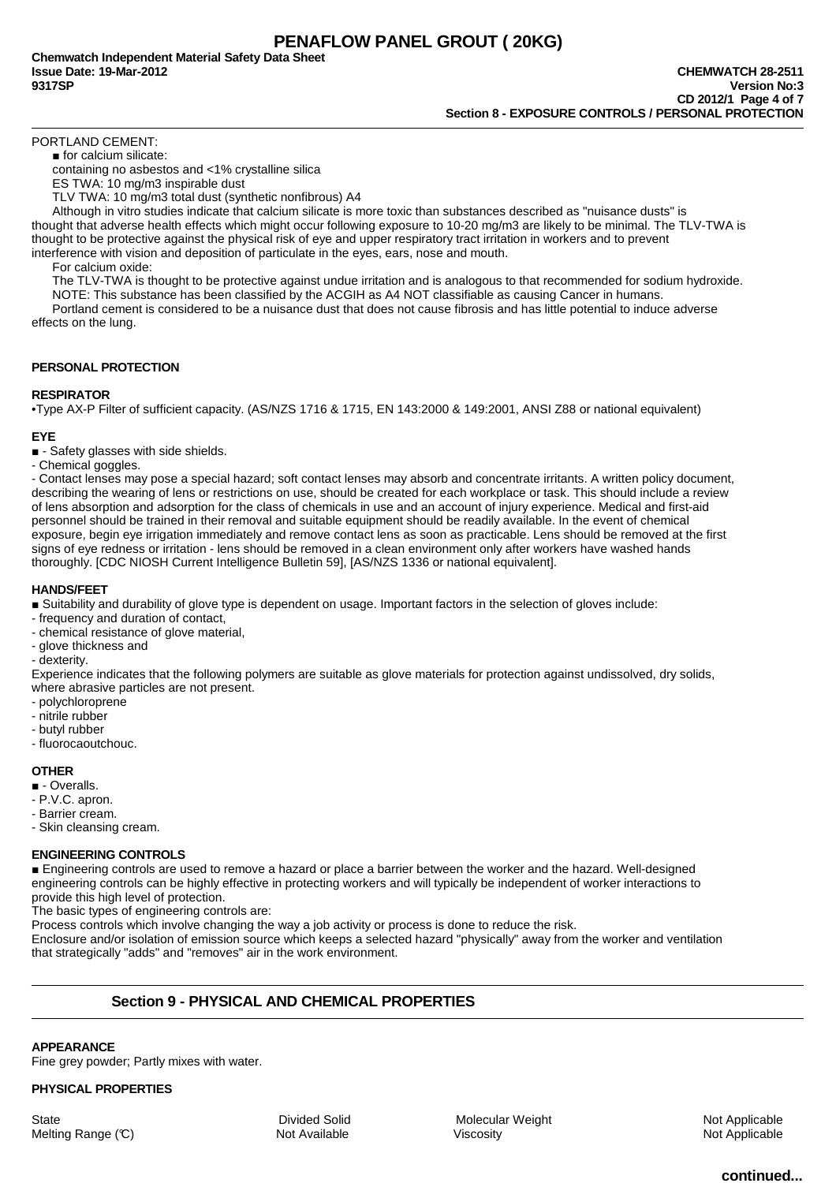PORTLAND CEMENT:

■ for calcium silicate:

containing no asbestos and <1% crystalline silica

ES TWA: 10 mg/m3 inspirable dust

TLV TWA: 10 mg/m3 total dust (synthetic nonfibrous) A4

Although in vitro studies indicate that calcium silicate is more toxic than substances described as "nuisance dusts" is thought that adverse health effects which might occur following exposure to 10-20 mg/m3 are likely to be minimal. The TLV-TWA is thought to be protective against the physical risk of eye and upper respiratory tract irritation in workers and to prevent interference with vision and deposition of particulate in the eyes, ears, nose and mouth.

For calcium oxide:

The TLV-TWA is thought to be protective against undue irritation and is analogous to that recommended for sodium hydroxide.

NOTE: This substance has been classified by the ACGIH as A4 NOT classifiable as causing Cancer in humans.

Portland cement is considered to be a nuisance dust that does not cause fibrosis and has little potential to induce adverse effects on the lung.

## PERSONAL PROTECTION

### RESPIRATOR

•Type AX-P Filter of sufficient capacity. (AS/NZS 1716 & 1715, EN 143:2000 & 149:2001, ANSI Z88 or national equivalent)

### EYE

■ - Safety glasses with side shields.
- Chemical goggles.
- Contact lenses may pose a special hazard; soft contact lenses may absorb and concentrate irritants. A written policy document, describing the wearing of lens or restrictions on use, should be created for each workplace or task. This should include a review of lens absorption and adsorption for the class of chemicals in use and an account of injury experience. Medical and first-aid personnel should be trained in their removal and suitable equipment should be readily available. In the event of chemical exposure, begin eye irrigation immediately and remove contact lens as soon as practicable. Lens should be removed at the first signs of eye redness or irritation - lens should be removed in a clean environment only after workers have washed hands thoroughly. [CDC NIOSH Current Intelligence Bulletin 59], [AS/NZS 1336 or national equivalent].

### HANDS/FEET

■ Suitability and durability of glove type is dependent on usage. Important factors in the selection of gloves include:
- frequency and duration of contact,
- chemical resistance of glove material,
- glove thickness and
- dexterity.

Experience indicates that the following polymers are suitable as glove materials for protection against undissolved, dry solids, where abrasive particles are not present.
- polychloroprene
- nitrile rubber
- butyl rubber
- fluorocaoutchouc.

### OTHER

■ - Overalls.
- P.V.C. apron.
- Barrier cream.
- Skin cleansing cream.

### ENGINEERING CONTROLS

■ Engineering controls are used to remove a hazard or place a barrier between the worker and the hazard. Well-designed engineering controls can be highly effective in protecting workers and will typically be independent of worker interactions to provide this high level of protection.

The basic types of engineering controls are:

Process controls which involve changing the way a job activity or process is done to reduce the risk.

Enclosure and/or isolation of emission source which keeps a selected hazard "physically" away from the worker and ventilation that strategically "adds" and "removes" air in the work environment.

## Section 9 - PHYSICAL AND CHEMICAL PROPERTIES

### APPEARANCE

Fine grey powder; Partly mixes with water.

### PHYSICAL PROPERTIES

| | | | |
|---|---|---|---|
| State | Divided Solid | Molecular Weight | Not Applicable |
| Melting Range (℃) | Not Available | Viscosity | Not Applicable |

continued...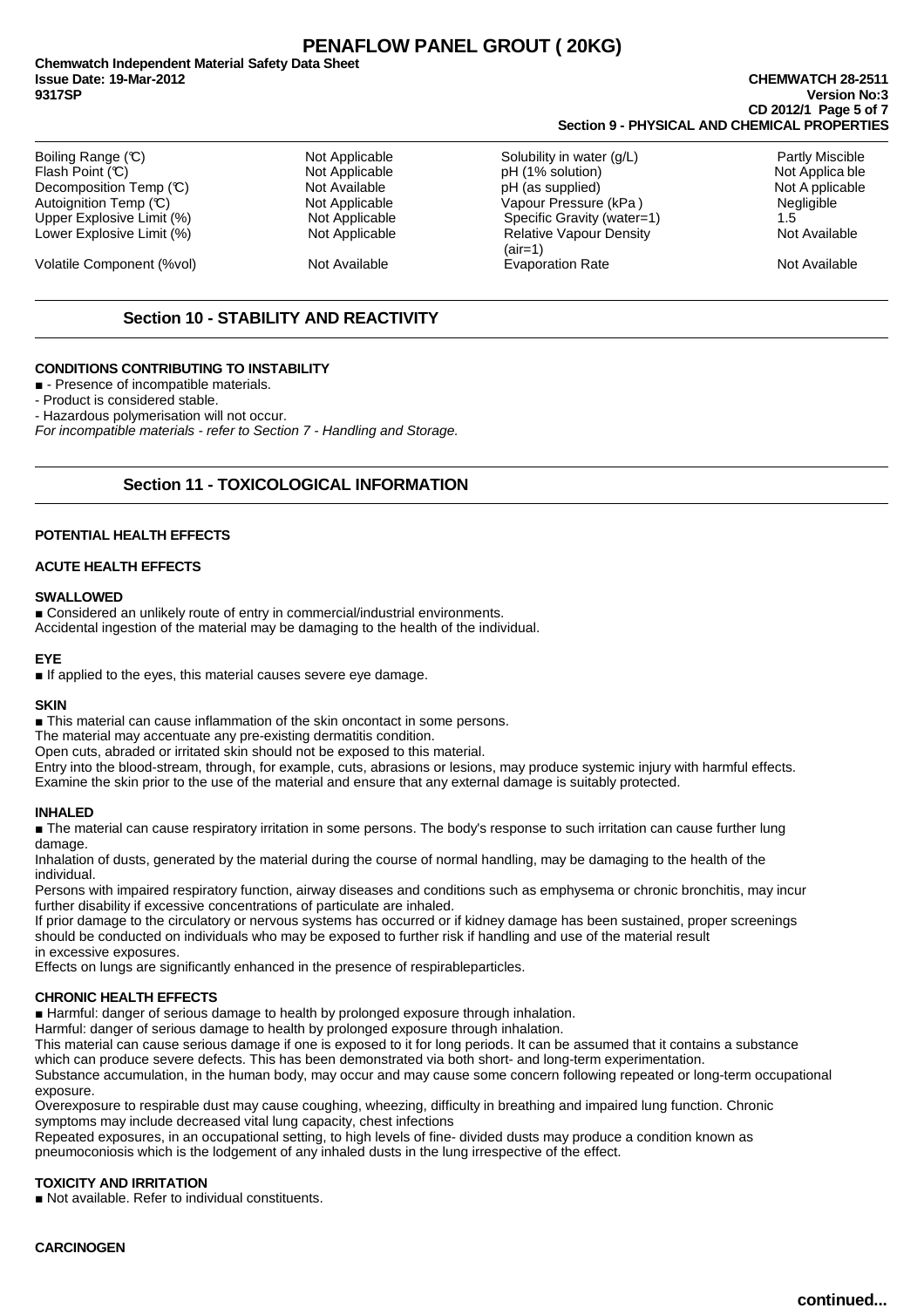## Section 9 - PHYSICAL AND CHEMICAL PROPERTIES

| | | | |
|---|---|---|---|
| Boiling Range (℃) | Not Applicable | Solubility in water (g/L) | Partly Miscible |
| Flash Point (℃) | Not Applicable | pH (1% solution) | Not Applica ble |
| Decomposition Temp (℃) | Not Available | pH (as supplied) | Not A pplicable |
| Autoignition Temp (℃) | Not Applicable | Vapour Pressure (kPa ) | Negligible |
| Upper Explosive Limit (%) | Not Applicable | Specific Gravity (water=1) | 1.5 |
| Lower Explosive Limit (%) | Not Applicable | Relative Vapour Density (air=1) | Not Available |
| Volatile Component (%vol) | Not Available | Evaporation Rate | Not Available |

## Section 10 - STABILITY AND REACTIVITY

**CONDITIONS CONTRIBUTING TO INSTABILITY**

■ - Presence of incompatible materials.
- Product is considered stable.
- Hazardous polymerisation will not occur.

*For incompatible materials - refer to Section 7 - Handling and Storage.*

## Section 11 - TOXICOLOGICAL INFORMATION

**POTENTIAL HEALTH EFFECTS**

**ACUTE HEALTH EFFECTS**

**SWALLOWED**

■ Considered an unlikely route of entry in commercial/industrial environments.
Accidental ingestion of the material may be damaging to the health of the individual.

**EYE**

■ If applied to the eyes, this material causes severe eye damage.

**SKIN**

■ This material can cause inflammation of the skin oncontact in some persons.
The material may accentuate any pre-existing dermatitis condition.
Open cuts, abraded or irritated skin should not be exposed to this material.
Entry into the blood-stream, through, for example, cuts, abrasions or lesions, may produce systemic injury with harmful effects.
Examine the skin prior to the use of the material and ensure that any external damage is suitably protected.

**INHALED**

■ The material can cause respiratory irritation in some persons. The body's response to such irritation can cause further lung damage.
Inhalation of dusts, generated by the material during the course of normal handling, may be damaging to the health of the individual.
Persons with impaired respiratory function, airway diseases and conditions such as emphysema or chronic bronchitis, may incur further disability if excessive concentrations of particulate are inhaled.
If prior damage to the circulatory or nervous systems has occurred or if kidney damage has been sustained, proper screenings should be conducted on individuals who may be exposed to further risk if handling and use of the material result in excessive exposures.
Effects on lungs are significantly enhanced in the presence of respirableparticles.

**CHRONIC HEALTH EFFECTS**

■ Harmful: danger of serious damage to health by prolonged exposure through inhalation.
Harmful: danger of serious damage to health by prolonged exposure through inhalation.
This material can cause serious damage if one is exposed to it for long periods. It can be assumed that it contains a substance which can produce severe defects. This has been demonstrated via both short- and long-term experimentation.
Substance accumulation, in the human body, may occur and may cause some concern following repeated or long-term occupational exposure.
Overexposure to respirable dust may cause coughing, wheezing, difficulty in breathing and impaired lung function. Chronic symptoms may include decreased vital lung capacity, chest infections
Repeated exposures, in an occupational setting, to high levels of fine- divided dusts may produce a condition known as pneumoconiosis which is the lodgement of any inhaled dusts in the lung irrespective of the effect.

**TOXICITY AND IRRITATION**

■ Not available. Refer to individual constituents.

**CARCINOGEN**

continued...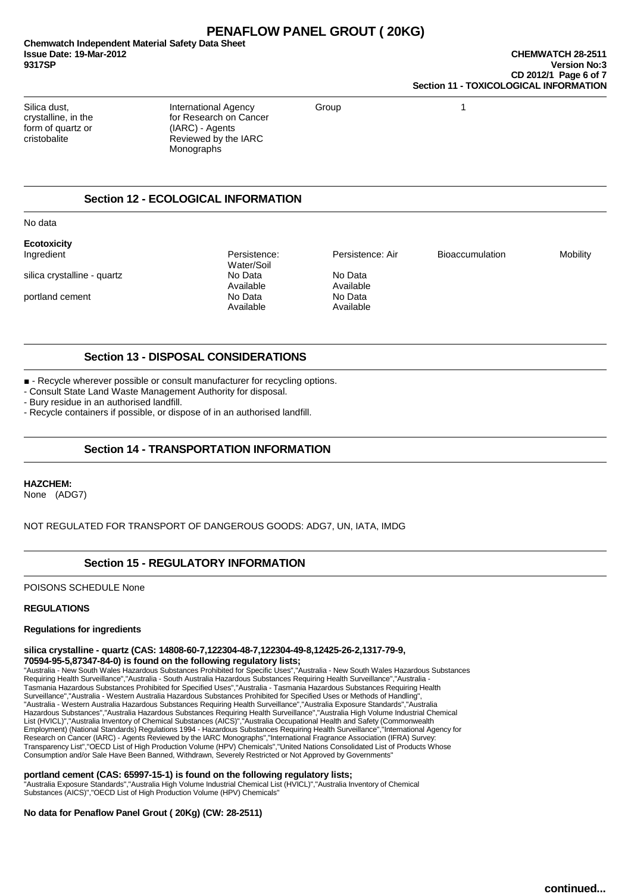| Silica dust, crystalline, in the form of quartz or cristobalite | International Agency for Research on Cancer (IARC) - Agents Reviewed by the IARC Monographs | Group | 1 |
|---|---|---|---|

## Section 12 - ECOLOGICAL INFORMATION

No data

**Ecotoxicity**

| Ingredient | Persistence: Water/Soil | Persistence: Air | Bioaccumulation | Mobility |
|---|---|---|---|---|
| silica crystalline - quartz | No Data Available | No Data Available | | |
| portland cement | No Data Available | No Data Available | | |

## Section 13 - DISPOSAL CONSIDERATIONS

- ■ - Recycle wherever possible or consult manufacturer for recycling options.
- Consult State Land Waste Management Authority for disposal.
- Bury residue in an authorised landfill.
- Recycle containers if possible, or dispose of in an authorised landfill.

## Section 14 - TRANSPORTATION INFORMATION

**HAZCHEM:**
None (ADG7)

NOT REGULATED FOR TRANSPORT OF DANGEROUS GOODS: ADG7, UN, IATA, IMDG

## Section 15 - REGULATORY INFORMATION

POISONS SCHEDULE None

**REGULATIONS**

**Regulations for ingredients**

**silica crystalline - quartz (CAS: 14808-60-7,122304-48-7,122304-49-8,12425-26-2,1317-79-9, 70594-95-5,87347-84-0) is found on the following regulatory lists;**
"Australia - New South Wales Hazardous Substances Prohibited for Specific Uses","Australia - New South Wales Hazardous Substances Requiring Health Surveillance","Australia - South Australia Hazardous Substances Requiring Health Surveillance","Australia - Tasmania Hazardous Substances Prohibited for Specified Uses","Australia - Tasmania Hazardous Substances Requiring Health Surveillance","Australia - Western Australia Hazardous Substances Prohibited for Specified Uses or Methods of Handling", "Australia - Western Australia Hazardous Substances Requiring Health Surveillance","Australia Exposure Standards","Australia Hazardous Substances","Australia Hazardous Substances Requiring Health Surveillance","Australia High Volume Industrial Chemical List (HVICL)","Australia Inventory of Chemical Substances (AICS)","Australia Occupational Health and Safety (Commonwealth Employment) (National Standards) Regulations 1994 - Hazardous Substances Requiring Health Surveillance","International Agency for Research on Cancer (IARC) - Agents Reviewed by the IARC Monographs","International Fragrance Association (IFRA) Survey: Transparency List","OECD List of High Production Volume (HPV) Chemicals","United Nations Consolidated List of Products Whose Consumption and/or Sale Have Been Banned, Withdrawn, Severely Restricted or Not Approved by Governments"

**portland cement (CAS: 65997-15-1) is found on the following regulatory lists;**
"Australia Exposure Standards","Australia High Volume Industrial Chemical List (HVICL)","Australia Inventory of Chemical Substances (AICS)","OECD List of High Production Volume (HPV) Chemicals"

**No data for Penaflow Panel Grout ( 20Kg) (CW: 28-2511)**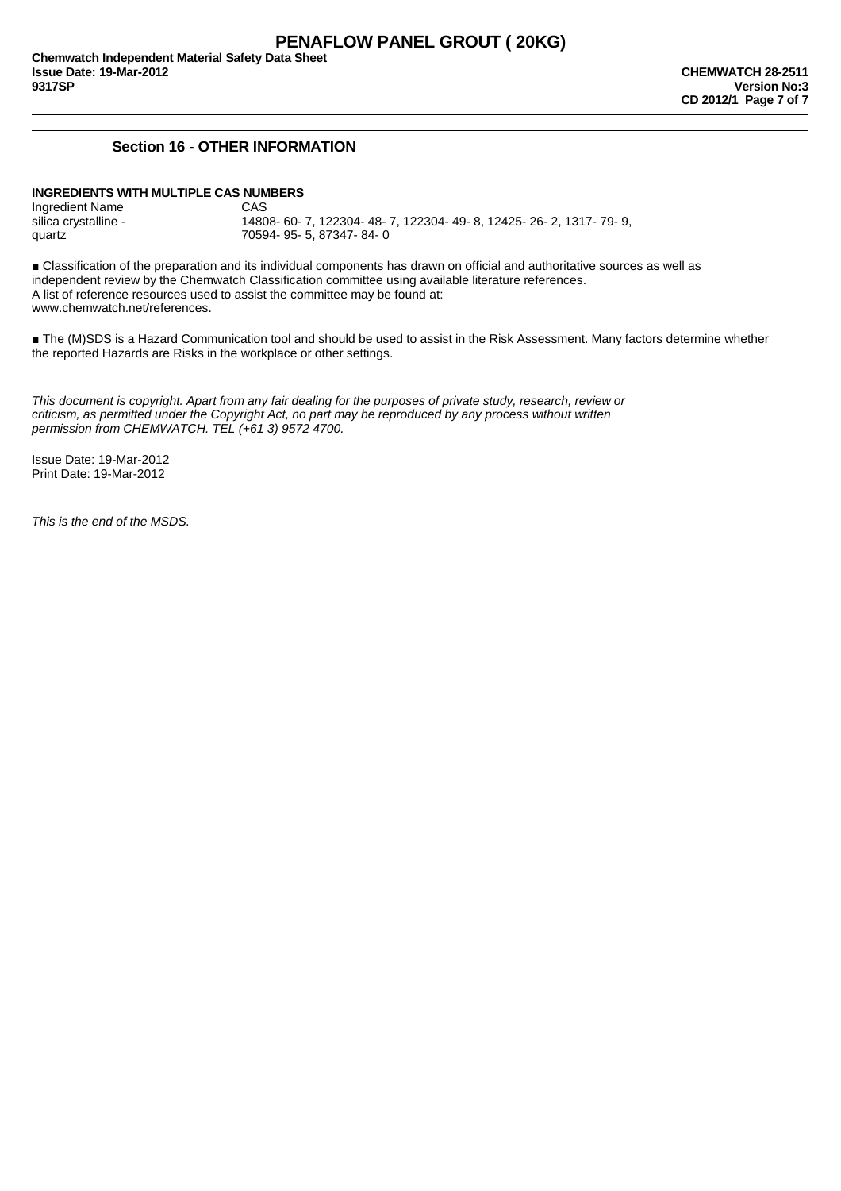## Section 16 - OTHER INFORMATION

**INGREDIENTS WITH MULTIPLE CAS NUMBERS**

| Ingredient Name | CAS |
|---|---|
| silica crystalline - quartz | 14808- 60- 7, 122304- 48- 7, 122304- 49- 8, 12425- 26- 2, 1317- 79- 9, 70594- 95- 5, 87347- 84- 0 |

■ Classification of the preparation and its individual components has drawn on official and authoritative sources as well as independent review by the Chemwatch Classification committee using available literature references.
A list of reference resources used to assist the committee may be found at:
www.chemwatch.net/references.

■ The (M)SDS is a Hazard Communication tool and should be used to assist in the Risk Assessment. Many factors determine whether the reported Hazards are Risks in the workplace or other settings.

*This document is copyright. Apart from any fair dealing for the purposes of private study, research, review or criticism, as permitted under the Copyright Act, no part may be reproduced by any process without written permission from CHEMWATCH. TEL (+61 3) 9572 4700.*

Issue Date: 19-Mar-2012
Print Date: 19-Mar-2012

*This is the end of the MSDS.*